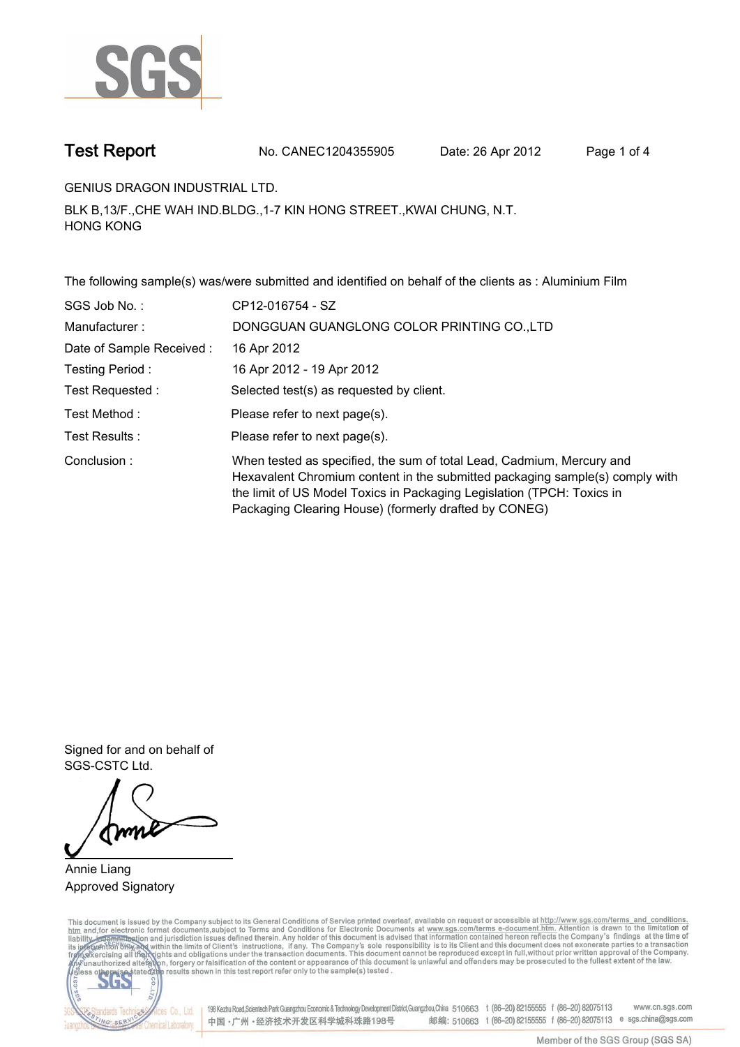# Test Report

No. CANEC1204355905 Date: 26 Apr 2012

GENIUS DRAGON INDUSTRIAL LTD.

BLK B,13/F.,CHE WAH IND.BLDG.,1-7 KIN HONG STREET.,KWAI CHUNG, N.T.
HONG KONG

The following sample(s) was/were submitted and identified on behalf of the clients as : Aluminium Film

| | |
|---|---|
| SGS Job No. : | CP12-016754 - SZ |
| Manufacturer : | DONGGUAN GUANGLONG COLOR PRINTING CO.,LTD |
| Date of Sample Received : | 16 Apr 2012 |
| Testing Period : | 16 Apr 2012 - 19 Apr 2012 |
| Test Requested : | Selected test(s) as requested by client. |
| Test Method : | Please refer to next page(s). |
| Test Results : | Please refer to next page(s). |
| Conclusion : | When tested as specified, the sum of total Lead, Cadmium, Mercury and Hexavalent Chromium content in the submitted packaging sample(s) comply with the limit of US Model Toxics in Packaging Legislation (TPCH: Toxics in Packaging Clearing House) (formerly drafted by CONEG) |

Signed for and on behalf of
SGS-CSTC Ltd.

Annie Liang
Approved Signatory

This document is issued by the Company subject to its General Conditions of Service printed overleaf, available on request or accessible at http://www.sgs.com/terms_and_conditions.htm and,for electronic format documents,subject to Terms and Conditions for Electronic Documents at www.sgs.com/terms_e-document.htm. Attention is drawn to the limitation of liability, indemnification and jurisdiction issues defined therein. Any holder of this document is advised that information contained hereon reflects the Company's findings at the time of its intervention only and within the limits of Client's instructions, if any. The Company's sole responsibility is to its Client and this document does not exonerate parties to a transaction from exercising all their rights and obligations under the transaction documents. This document cannot be reproduced except in full,without prior written approval of the Company. Any unauthorized alteration, forgery or falsification of the content or appearance of this document is unlawful and offenders may be prosecuted to the fullest extent of the law. Unless otherwise stated the results shown in this test report refer only to the sample(s) tested .

198 Kezhu Road,Scientech Park Guangzhou Economic & Technology Development District,Guangzhou,China 510663 t (86–20) 82155555 f (86–20) 82075113 www.cn.sgs.com
中国 · 广州 · 经济技术开发区科学城科珠路198号 邮编: 510663 t (86–20) 82155555 f (86–20) 82075113 e sgs.china@sgs.com

Member of the SGS Group (SGS SA)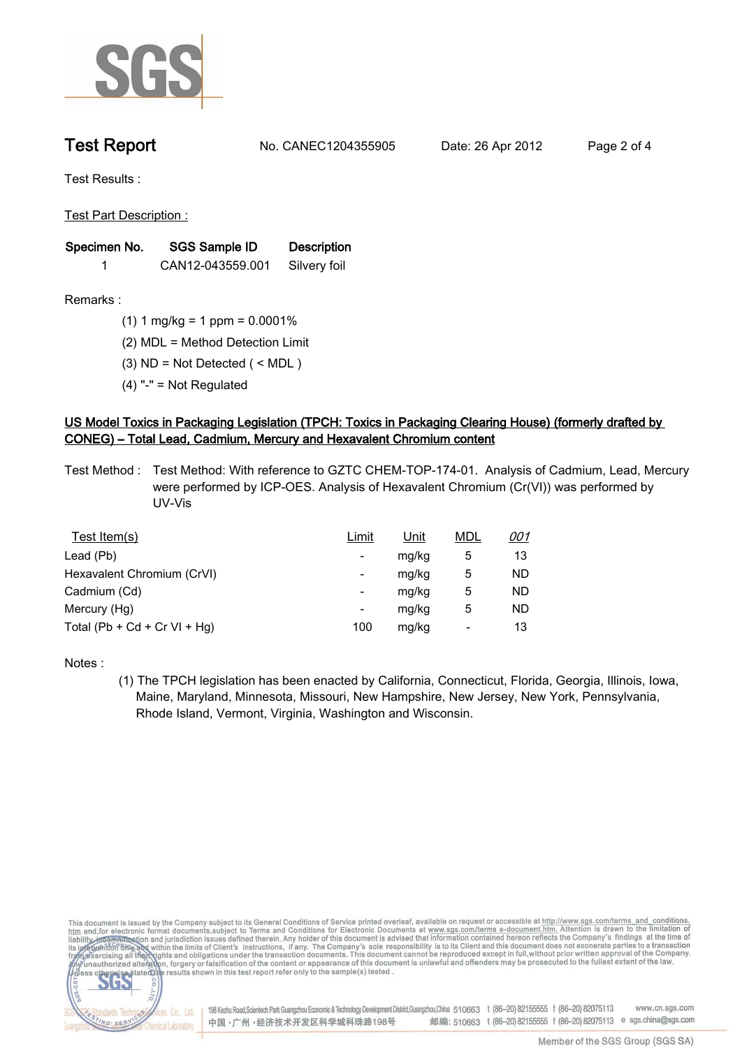# Test Report

No. CANEC1204355905 Date: 26 Apr 2012

Test Results :

Test Part Description :

| Specimen No. | SGS Sample ID | Description |
| --- | --- | --- |
| 1 | CAN12-043559.001 | Silvery foil |

Remarks :

(1) 1 mg/kg = 1 ppm = 0.0001%

(2) MDL = Method Detection Limit

(3) ND = Not Detected ( < MDL )

(4) "-" = Not Regulated

## US Model Toxics in Packaging Legislation (TPCH: Toxics in Packaging Clearing House) (formerly drafted by CONEG) – Total Lead, Cadmium, Mercury and Hexavalent Chromium content

Test Method : Test Method: With reference to GZTC CHEM-TOP-174-01. Analysis of Cadmium, Lead, Mercury were performed by ICP-OES. Analysis of Hexavalent Chromium (Cr(VI)) was performed by UV-Vis

| Test Item(s) | Limit | Unit | MDL | *001* |
| --- | --- | --- | --- | --- |
| Lead (Pb) | - | mg/kg | 5 | 13 |
| Hexavalent Chromium (CrVI) | - | mg/kg | 5 | ND |
| Cadmium (Cd) | - | mg/kg | 5 | ND |
| Mercury (Hg) | - | mg/kg | 5 | ND |
| Total (Pb + Cd + Cr VI + Hg) | 100 | mg/kg | - | 13 |

Notes :

(1) The TPCH legislation has been enacted by California, Connecticut, Florida, Georgia, Illinois, Iowa, Maine, Maryland, Minnesota, Missouri, New Hampshire, New Jersey, New York, Pennsylvania, Rhode Island, Vermont, Virginia, Washington and Wisconsin.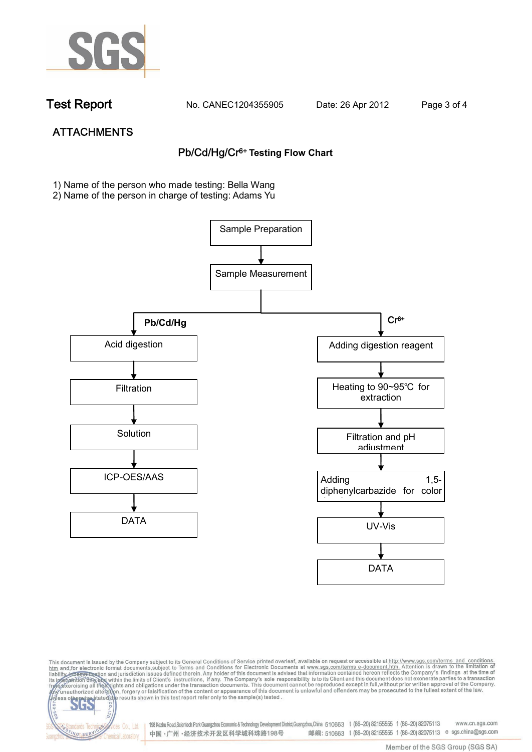**Test Report** No. CANEC1204355905 Date: 26 Apr 2012

## ATTACHMENTS

### Pb/Cd/Hg/$Cr^{6+}$ Testing Flow Chart

1) Name of the person who made testing: Bella Wang
2) Name of the person in charge of testing: Adams Yu

Sample Preparation → Sample Measurement

**Pb/Cd/Hg:**

Acid digestion → Filtration → Solution → ICP-OES/AAS → DATA

**$Cr^{6+}$:**

Adding digestion reagent → Heating to 90~95℃ for extraction → Filtration and pH adjustment → Adding 1,5-diphenylcarbazide for color → UV-Vis → DATA

This document is issued by the Company subject to its General Conditions of Service printed overleaf, available on request or accessible at http://www.sgs.com/terms_and_conditions.htm and,for electronic format documents,subject to Terms and Conditions for Electronic Documents at www.sgs.com/terms_e-document.htm. Attention is drawn to the limitation of liability, indemnification and jurisdiction issues defined therein. Any holder of this document is advised that information contained hereon reflects the Company's findings at the time of its intervention only and within the limits of Client's instructions, if any. The Company's sole responsibility is to its Client and this document does not exonerate parties to a transaction from exercising all their rights and obligations under the transaction documents. This document cannot be reproduced except in full,without prior written approval of the Company. Any unauthorized alteration, forgery or falsification of the content or appearance of this document is unlawful and offenders may be prosecuted to the fullest extent of the law. Unless otherwise stated the results shown in this test report refer only to the sample(s) tested .

198 Kezhu Road,Scientech Park Guangzhou Economic & Technology Development District,Guangzhou,China 510663 t (86–20) 82155555 f (86–20) 82075113 www.cn.sgs.com
中国·广州·经济技术开发区科学城科珠路198号 邮编: 510663 t (86–20) 82155555 f (86–20) 82075113 e sgs.china@sgs.com

Member of the SGS Group (SGS SA)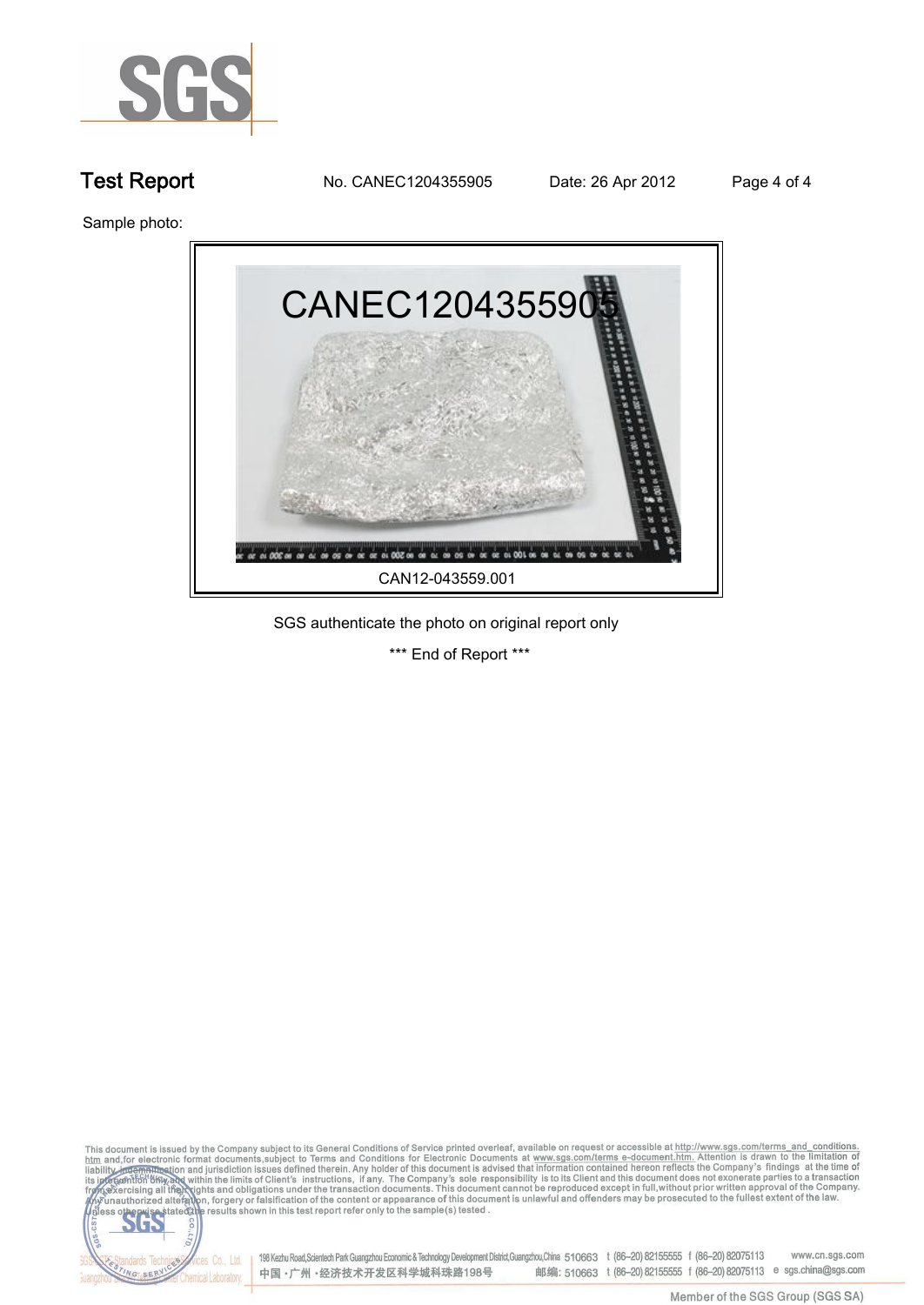Sample photo:

CAN12-043559.001

SGS authenticate the photo on original report only

\*\*\* End of Report \*\*\*